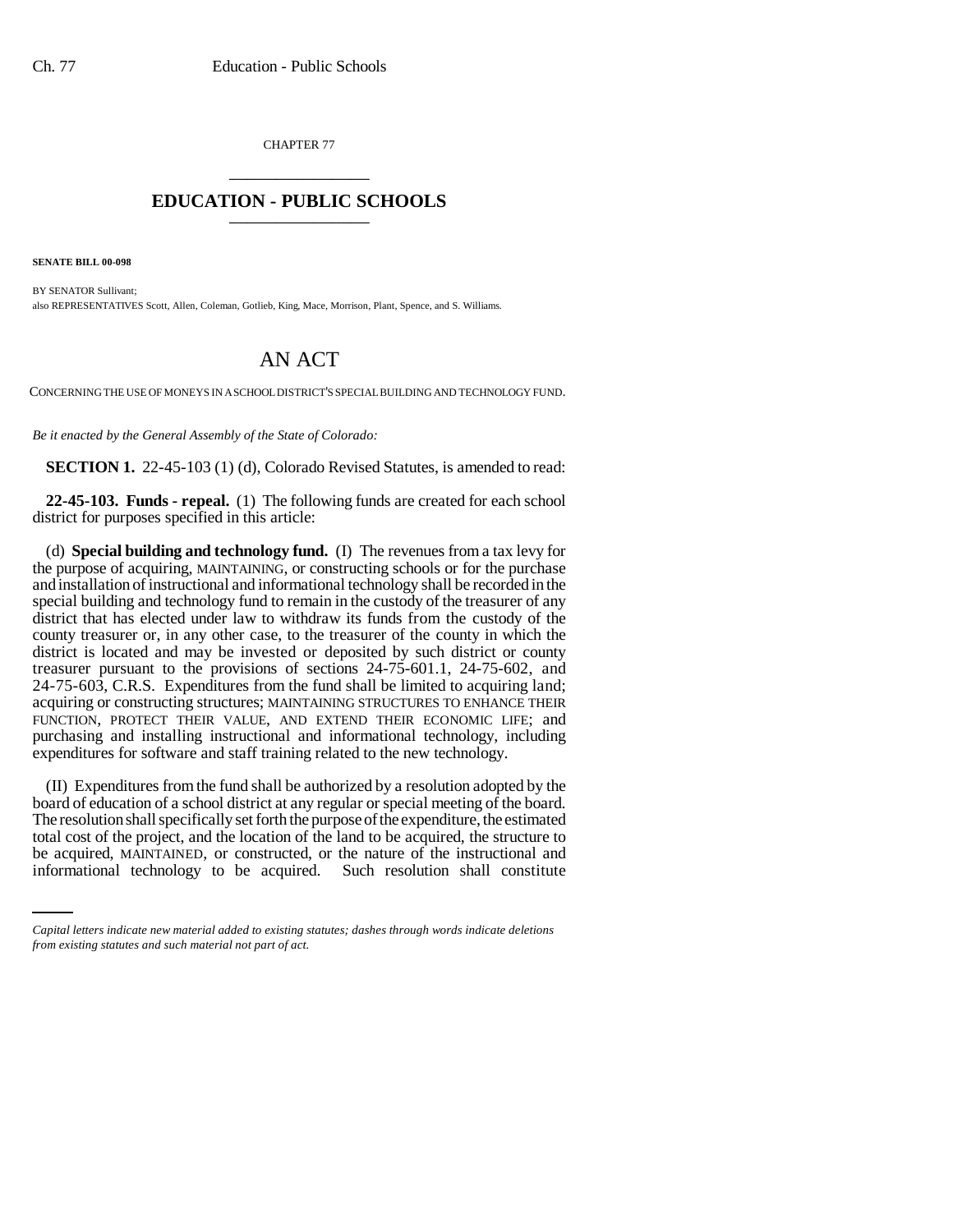CHAPTER 77

# EDUCATION - PUBLIC SCHOOLS

**SENATE BILL 00-098**

BY SENATOR Sullivant;
also REPRESENTATIVES Scott, Allen, Coleman, Gotlieb, King, Mace, Morrison, Plant, Spence, and S. Williams.

# AN ACT

CONCERNING THE USE OF MONEYS IN A SCHOOL DISTRICT'S SPECIAL BUILDING AND TECHNOLOGY FUND.

*Be it enacted by the General Assembly of the State of Colorado:*

**SECTION 1.** 22-45-103 (1) (d), Colorado Revised Statutes, is amended to read:

**22-45-103. Funds - repeal.** (1) The following funds are created for each school district for purposes specified in this article:

(d) **Special building and technology fund.** (I) The revenues from a tax levy for the purpose of acquiring, MAINTAINING, or constructing schools or for the purchase and installation of instructional and informational technology shall be recorded in the special building and technology fund to remain in the custody of the treasurer of any district that has elected under law to withdraw its funds from the custody of the county treasurer or, in any other case, to the treasurer of the county in which the district is located and may be invested or deposited by such district or county treasurer pursuant to the provisions of sections 24-75-601.1, 24-75-602, and 24-75-603, C.R.S. Expenditures from the fund shall be limited to acquiring land; acquiring or constructing structures; MAINTAINING STRUCTURES TO ENHANCE THEIR FUNCTION, PROTECT THEIR VALUE, AND EXTEND THEIR ECONOMIC LIFE; and purchasing and installing instructional and informational technology, including expenditures for software and staff training related to the new technology.

(II) Expenditures from the fund shall be authorized by a resolution adopted by the board of education of a school district at any regular or special meeting of the board. The resolution shall specifically set forth the purpose of the expenditure, the estimated total cost of the project, and the location of the land to be acquired, the structure to be acquired, MAINTAINED, or constructed, or the nature of the instructional and informational technology to be acquired. Such resolution shall constitute

*Capital letters indicate new material added to existing statutes; dashes through words indicate deletions from existing statutes and such material not part of act.*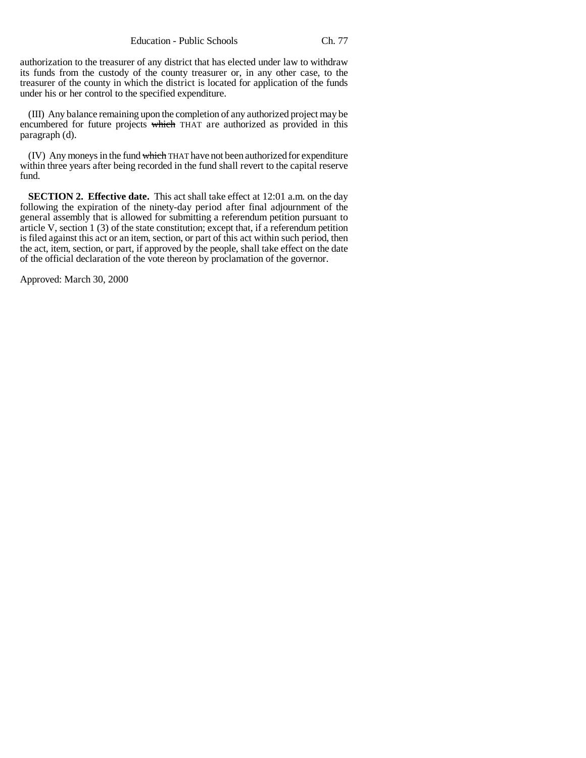authorization to the treasurer of any district that has elected under law to withdraw its funds from the custody of the county treasurer or, in any other case, to the treasurer of the county in which the district is located for application of the funds under his or her control to the specified expenditure.

(III) Any balance remaining upon the completion of any authorized project may be encumbered for future projects ~~which~~ THAT are authorized as provided in this paragraph (d).

(IV) Any moneys in the fund ~~which~~ THAT have not been authorized for expenditure within three years after being recorded in the fund shall revert to the capital reserve fund.

**SECTION 2. Effective date.** This act shall take effect at 12:01 a.m. on the day following the expiration of the ninety-day period after final adjournment of the general assembly that is allowed for submitting a referendum petition pursuant to article V, section 1 (3) of the state constitution; except that, if a referendum petition is filed against this act or an item, section, or part of this act within such period, then the act, item, section, or part, if approved by the people, shall take effect on the date of the official declaration of the vote thereon by proclamation of the governor.

Approved: March 30, 2000